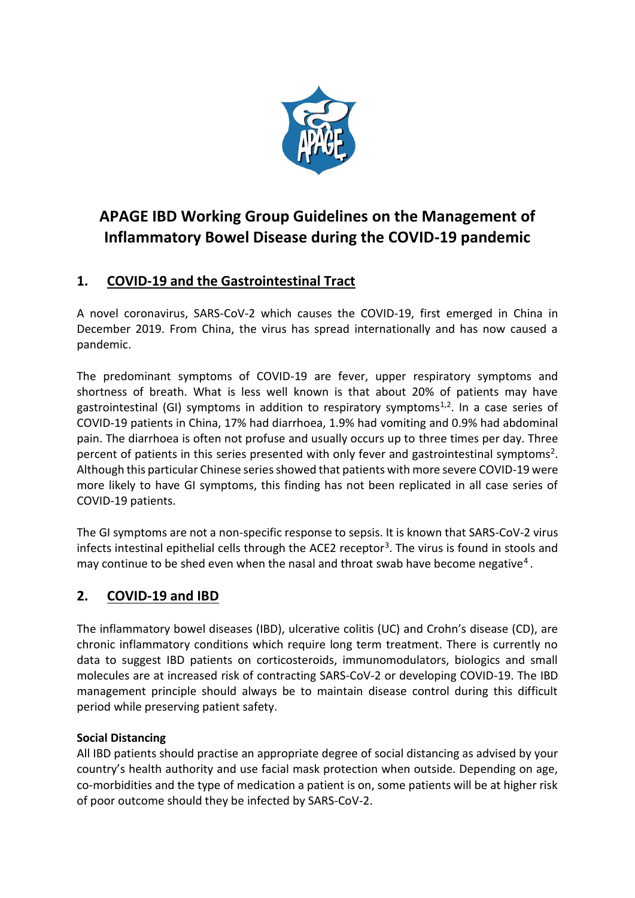# APAGE IBD Working Group Guidelines on the Management of Inflammatory Bowel Disease during the COVID-19 pandemic

## 1. COVID-19 and the Gastrointestinal Tract

A novel coronavirus, SARS-CoV-2 which causes the COVID-19, first emerged in China in December 2019. From China, the virus has spread internationally and has now caused a pandemic.

The predominant symptoms of COVID-19 are fever, upper respiratory symptoms and shortness of breath. What is less well known is that about 20% of patients may have gastrointestinal (GI) symptoms in addition to respiratory symptoms[1,2]. In a case series of COVID-19 patients in China, 17% had diarrhoea, 1.9% had vomiting and 0.9% had abdominal pain. The diarrhoea is often not profuse and usually occurs up to three times per day. Three percent of patients in this series presented with only fever and gastrointestinal symptoms[2]. Although this particular Chinese series showed that patients with more severe COVID-19 were more likely to have GI symptoms, this finding has not been replicated in all case series of COVID-19 patients.

The GI symptoms are not a non-specific response to sepsis. It is known that SARS-CoV-2 virus infects intestinal epithelial cells through the ACE2 receptor[3]. The virus is found in stools and may continue to be shed even when the nasal and throat swab have become negative[4].

## 2. COVID-19 and IBD

The inflammatory bowel diseases (IBD), ulcerative colitis (UC) and Crohn's disease (CD), are chronic inflammatory conditions which require long term treatment. There is currently no data to suggest IBD patients on corticosteroids, immunomodulators, biologics and small molecules are at increased risk of contracting SARS-CoV-2 or developing COVID-19. The IBD management principle should always be to maintain disease control during this difficult period while preserving patient safety.

**Social Distancing**

All IBD patients should practise an appropriate degree of social distancing as advised by your country's health authority and use facial mask protection when outside. Depending on age, co-morbidities and the type of medication a patient is on, some patients will be at higher risk of poor outcome should they be infected by SARS-CoV-2.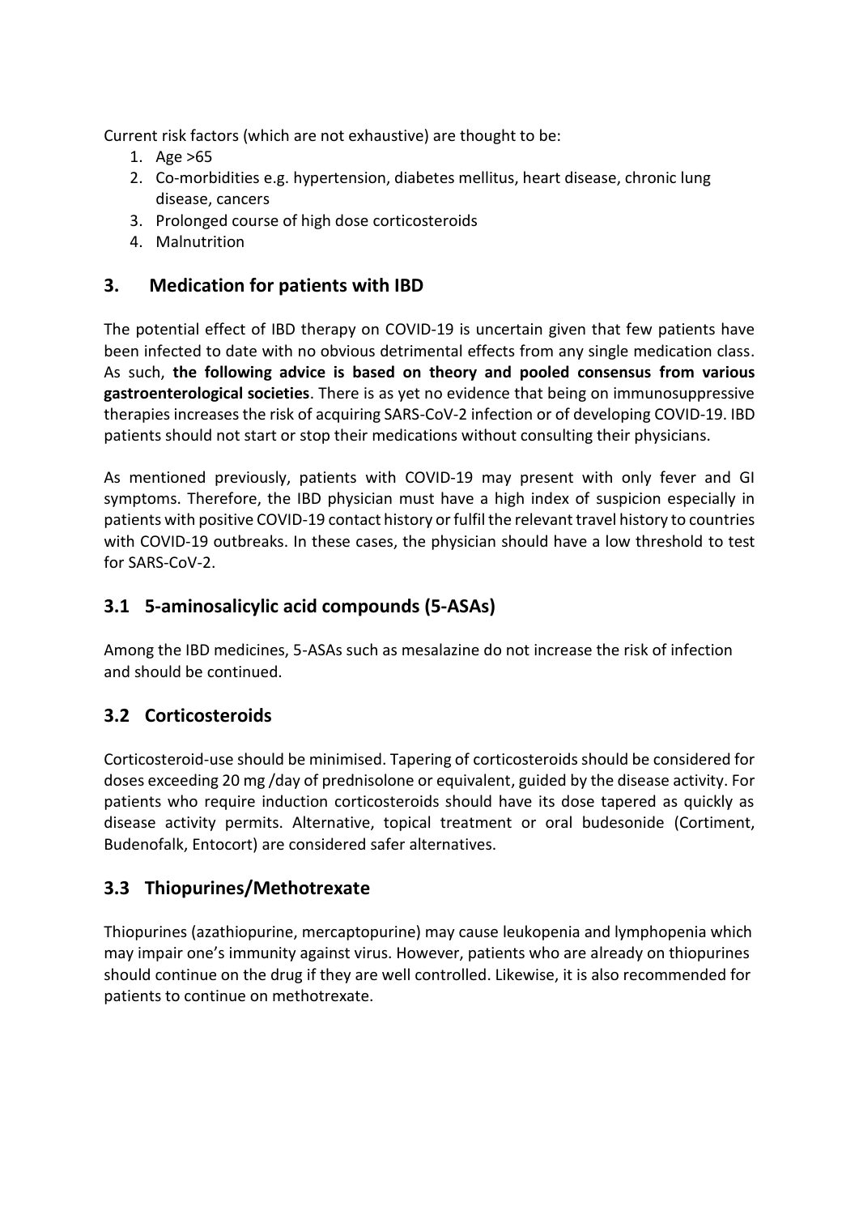Current risk factors (which are not exhaustive) are thought to be:

1. Age >65
2. Co-morbidities e.g. hypertension, diabetes mellitus, heart disease, chronic lung disease, cancers
3. Prolonged course of high dose corticosteroids
4. Malnutrition

## 3. Medication for patients with IBD

The potential effect of IBD therapy on COVID-19 is uncertain given that few patients have been infected to date with no obvious detrimental effects from any single medication class. As such, **the following advice is based on theory and pooled consensus from various gastroenterological societies**. There is as yet no evidence that being on immunosuppressive therapies increases the risk of acquiring SARS-CoV-2 infection or of developing COVID-19. IBD patients should not start or stop their medications without consulting their physicians.

As mentioned previously, patients with COVID-19 may present with only fever and GI symptoms. Therefore, the IBD physician must have a high index of suspicion especially in patients with positive COVID-19 contact history or fulfil the relevant travel history to countries with COVID-19 outbreaks. In these cases, the physician should have a low threshold to test for SARS-CoV-2.

### 3.1 5-aminosalicylic acid compounds (5-ASAs)

Among the IBD medicines, 5-ASAs such as mesalazine do not increase the risk of infection and should be continued.

### 3.2 Corticosteroids

Corticosteroid-use should be minimised. Tapering of corticosteroids should be considered for doses exceeding 20 mg /day of prednisolone or equivalent, guided by the disease activity. For patients who require induction corticosteroids should have its dose tapered as quickly as disease activity permits. Alternative, topical treatment or oral budesonide (Cortiment, Budenofalk, Entocort) are considered safer alternatives.

### 3.3 Thiopurines/Methotrexate

Thiopurines (azathiopurine, mercaptopurine) may cause leukopenia and lymphopenia which may impair one's immunity against virus. However, patients who are already on thiopurines should continue on the drug if they are well controlled. Likewise, it is also recommended for patients to continue on methotrexate.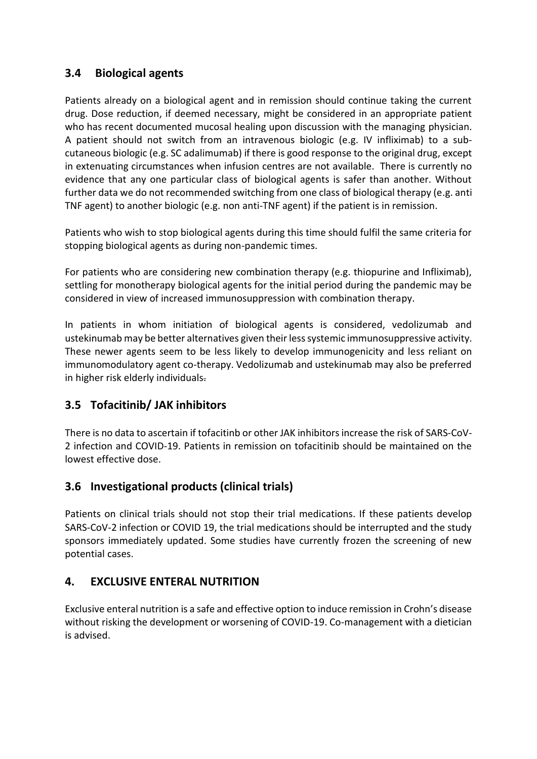## 3.4 Biological agents

Patients already on a biological agent and in remission should continue taking the current drug. Dose reduction, if deemed necessary, might be considered in an appropriate patient who has recent documented mucosal healing upon discussion with the managing physician. A patient should not switch from an intravenous biologic (e.g. IV infliximab) to a sub-cutaneous biologic (e.g. SC adalimumab) if there is good response to the original drug, except in extenuating circumstances when infusion centres are not available. There is currently no evidence that any one particular class of biological agents is safer than another. Without further data we do not recommended switching from one class of biological therapy (e.g. anti TNF agent) to another biologic (e.g. non anti-TNF agent) if the patient is in remission.

Patients who wish to stop biological agents during this time should fulfil the same criteria for stopping biological agents as during non-pandemic times.

For patients who are considering new combination therapy (e.g. thiopurine and Infliximab), settling for monotherapy biological agents for the initial period during the pandemic may be considered in view of increased immunosuppression with combination therapy.

In patients in whom initiation of biological agents is considered, vedolizumab and ustekinumab may be better alternatives given their less systemic immunosuppressive activity. These newer agents seem to be less likely to develop immunogenicity and less reliant on immunomodulatory agent co-therapy. Vedolizumab and ustekinumab may also be preferred in higher risk elderly individuals.

## 3.5 Tofacitinib/ JAK inhibitors

There is no data to ascertain if tofacitinb or other JAK inhibitors increase the risk of SARS-CoV-2 infection and COVID-19. Patients in remission on tofacitinib should be maintained on the lowest effective dose.

## 3.6 Investigational products (clinical trials)

Patients on clinical trials should not stop their trial medications. If these patients develop SARS-CoV-2 infection or COVID 19, the trial medications should be interrupted and the study sponsors immediately updated. Some studies have currently frozen the screening of new potential cases.

## 4. EXCLUSIVE ENTERAL NUTRITION

Exclusive enteral nutrition is a safe and effective option to induce remission in Crohn's disease without risking the development or worsening of COVID-19. Co-management with a dietician is advised.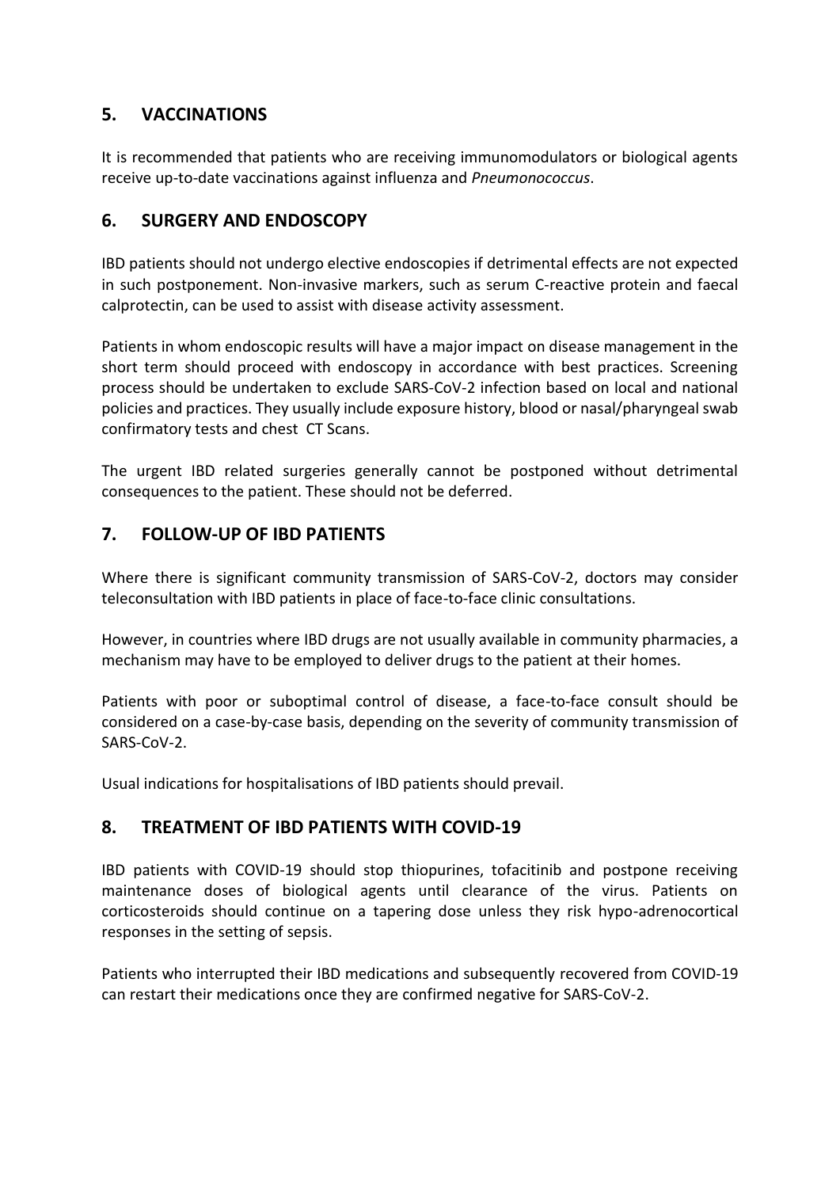## 5. VACCINATIONS

It is recommended that patients who are receiving immunomodulators or biological agents receive up-to-date vaccinations against influenza and *Pneumonococcus*.

## 6. SURGERY AND ENDOSCOPY

IBD patients should not undergo elective endoscopies if detrimental effects are not expected in such postponement. Non-invasive markers, such as serum C-reactive protein and faecal calprotectin, can be used to assist with disease activity assessment.

Patients in whom endoscopic results will have a major impact on disease management in the short term should proceed with endoscopy in accordance with best practices. Screening process should be undertaken to exclude SARS-CoV-2 infection based on local and national policies and practices. They usually include exposure history, blood or nasal/pharyngeal swab confirmatory tests and chest CT Scans.

The urgent IBD related surgeries generally cannot be postponed without detrimental consequences to the patient. These should not be deferred.

## 7. FOLLOW-UP OF IBD PATIENTS

Where there is significant community transmission of SARS-CoV-2, doctors may consider teleconsultation with IBD patients in place of face-to-face clinic consultations.

However, in countries where IBD drugs are not usually available in community pharmacies, a mechanism may have to be employed to deliver drugs to the patient at their homes.

Patients with poor or suboptimal control of disease, a face-to-face consult should be considered on a case-by-case basis, depending on the severity of community transmission of SARS-CoV-2.

Usual indications for hospitalisations of IBD patients should prevail.

## 8. TREATMENT OF IBD PATIENTS WITH COVID-19

IBD patients with COVID-19 should stop thiopurines, tofacitinib and postpone receiving maintenance doses of biological agents until clearance of the virus. Patients on corticosteroids should continue on a tapering dose unless they risk hypo-adrenocortical responses in the setting of sepsis.

Patients who interrupted their IBD medications and subsequently recovered from COVID-19 can restart their medications once they are confirmed negative for SARS-CoV-2.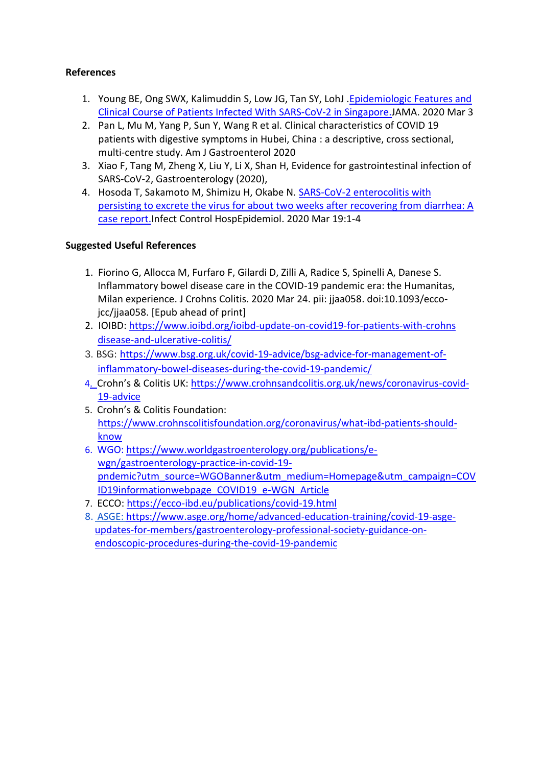**References**

1. Young BE, Ong SWX, Kalimuddin S, Low JG, Tan SY, LohJ .Epidemiologic Features and Clinical Course of Patients Infected With SARS-CoV-2 in Singapore.JAMA. 2020 Mar 3
2. Pan L, Mu M, Yang P, Sun Y, Wang R et al. Clinical characteristics of COVID 19 patients with digestive symptoms in Hubei, China : a descriptive, cross sectional, multi-centre study. Am J Gastroenterol 2020
3. Xiao F, Tang M, Zheng X, Liu Y, Li X, Shan H, Evidence for gastrointestinal infection of SARS-CoV-2, Gastroenterology (2020),
4. Hosoda T, Sakamoto M, Shimizu H, Okabe N. SARS-CoV-2 enterocolitis with persisting to excrete the virus for about two weeks after recovering from diarrhea: A case report.Infect Control HospEpidemiol. 2020 Mar 19:1-4

**Suggested Useful References**

1. Fiorino G, Allocca M, Furfaro F, Gilardi D, Zilli A, Radice S, Spinelli A, Danese S. Inflammatory bowel disease care in the COVID-19 pandemic era: the Humanitas, Milan experience. J Crohns Colitis. 2020 Mar 24. pii: jjaa058. doi:10.1093/ecco-jcc/jjaa058. [Epub ahead of print]
2. IOIBD: https://www.ioibd.org/ioibd-update-on-covid19-for-patients-with-crohns disease-and-ulcerative-colitis/
3. BSG: https://www.bsg.org.uk/covid-19-advice/bsg-advice-for-management-of-inflammatory-bowel-diseases-during-the-covid-19-pandemic/
4. Crohn's & Colitis UK: https://www.crohnsandcolitis.org.uk/news/coronavirus-covid-19-advice
5. Crohn's & Colitis Foundation: https://www.crohnscolitisfoundation.org/coronavirus/what-ibd-patients-should-know
6. WGO: https://www.worldgastroenterology.org/publications/e-wgn/gastroenterology-practice-in-covid-19-pndemic?utm_source=WGOBanner&utm_medium=Homepage&utm_campaign=COVID19informationwebpage_COVID19_e-WGN_Article
7. ECCO: https://ecco-ibd.eu/publications/covid-19.html
8. ASGE: https://www.asge.org/home/advanced-education-training/covid-19-asge-updates-for-members/gastroenterology-professional-society-guidance-on-endoscopic-procedures-during-the-covid-19-pandemic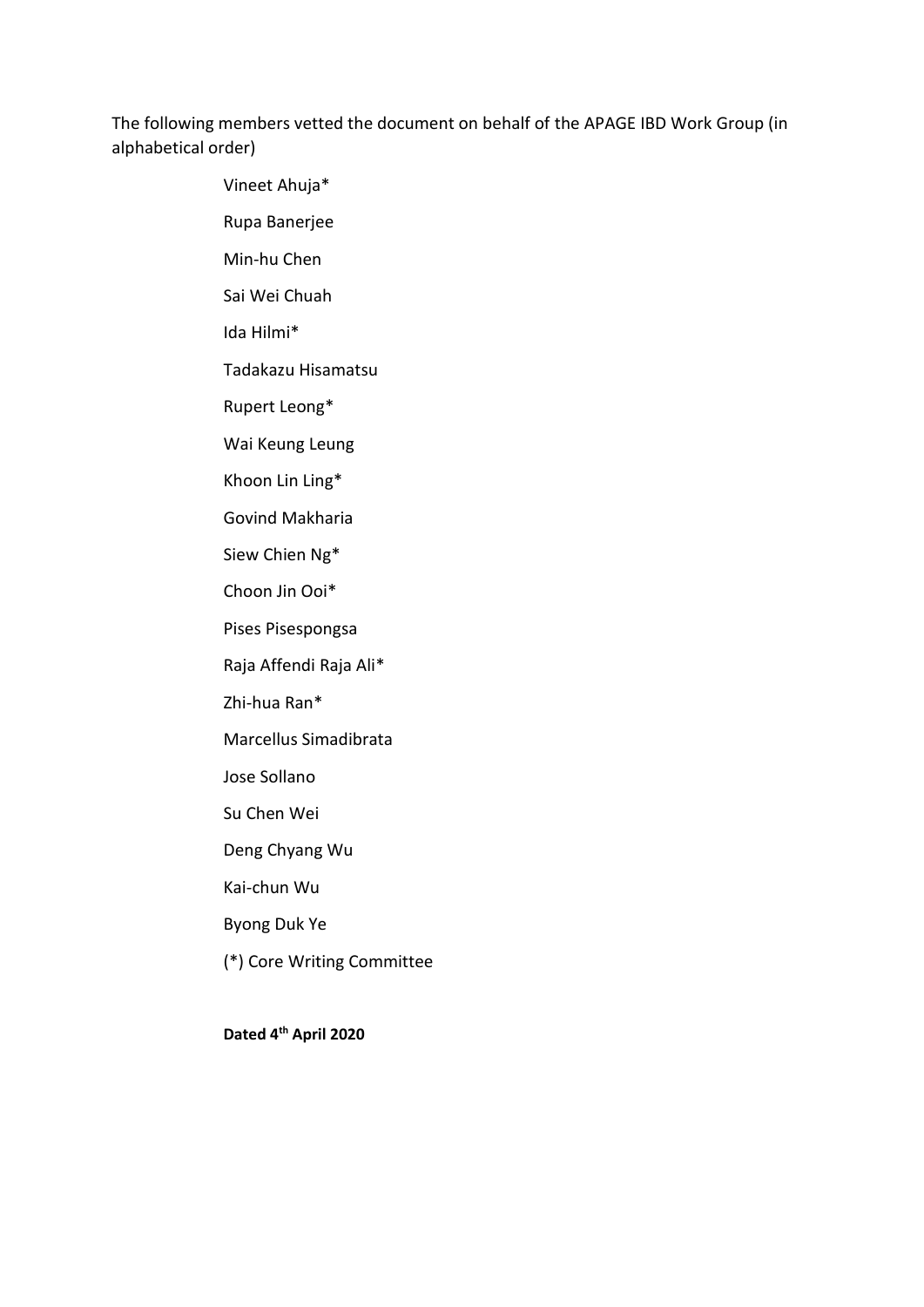The following members vetted the document on behalf of the APAGE IBD Work Group (in alphabetical order)

Vineet Ahuja*

Rupa Banerjee

Min-hu Chen

Sai Wei Chuah

Ida Hilmi*

Tadakazu Hisamatsu

Rupert Leong*

Wai Keung Leung

Khoon Lin Ling*

Govind Makharia

Siew Chien Ng*

Choon Jin Ooi*

Pises Pisespongsa

Raja Affendi Raja Ali*

Zhi-hua Ran*

Marcellus Simadibrata

Jose Sollano

Su Chen Wei

Deng Chyang Wu

Kai-chun Wu

Byong Duk Ye

(*) Core Writing Committee

**Dated 4th April 2020**